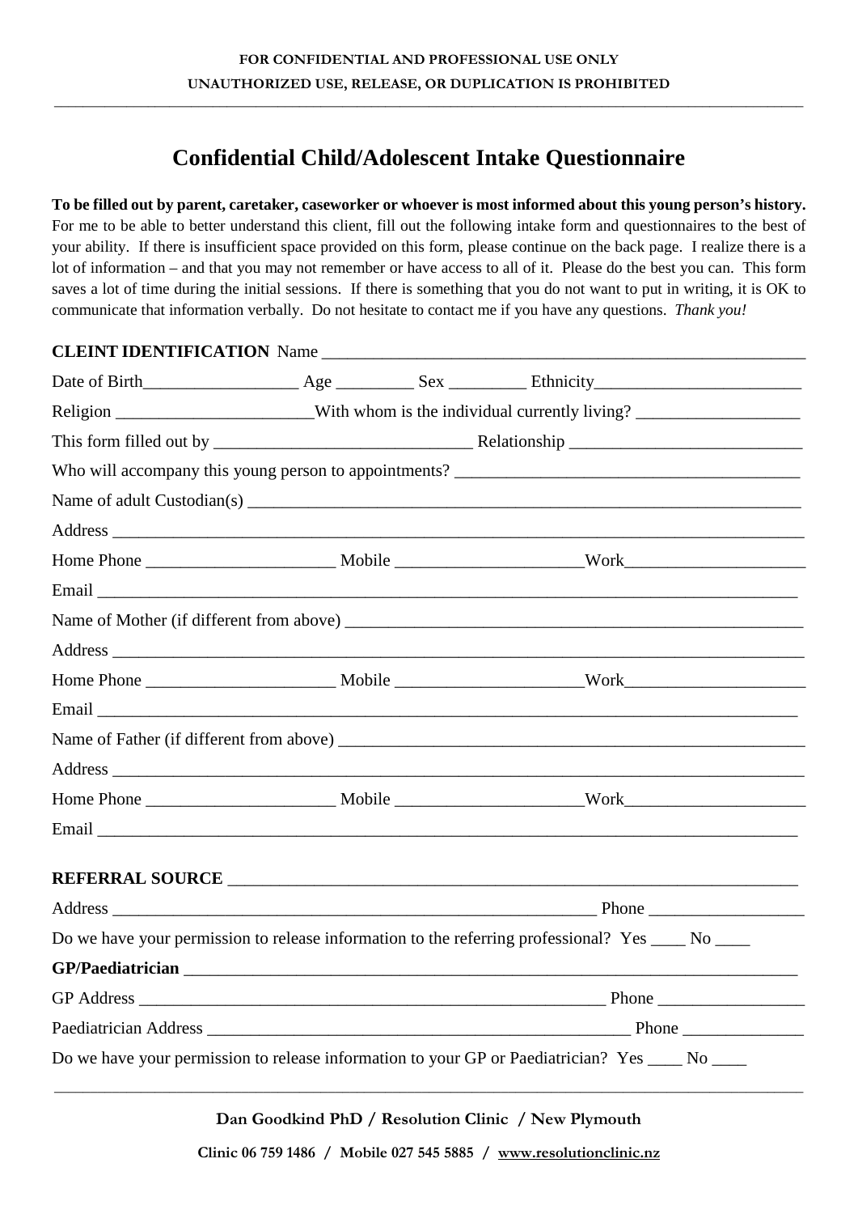**FOR CONFIDENTIAL AND PROFESSIONAL USE ONLY**
**UNAUTHORIZED USE, RELEASE, OR DUPLICATION IS PROHIBITED**

# Confidential Child/Adolescent Intake Questionnaire

**To be filled out by parent, caretaker, caseworker or whoever is most informed about this young person's history.** For me to be able to better understand this client, fill out the following intake form and questionnaires to the best of your ability. If there is insufficient space provided on this form, please continue on the back page. I realize there is a lot of information – and that you may not remember or have access to all of it. Please do the best you can. This form saves a lot of time during the initial sessions. If there is something that you do not want to put in writing, it is OK to communicate that information verbally. Do not hesitate to contact me if you have any questions. *Thank you!*

**CLEINT IDENTIFICATION** Name ____________________________________________

Date of Birth__________________ Age _________ Sex _________ Ethnicity________________________

Religion ______________________With whom is the individual currently living? ___________________

This form filled out by _____________________________ Relationship __________________________

Who will accompany this young person to appointments? ________________________________________

Name of adult Custodian(s) _____________________________________________________________

Address ___________________________________________________________________________

Home Phone _____________________ Mobile _____________________Work_____________________

Email ______________________________________________________________________________

Name of Mother (if different from above) __________________________________________________

Address ___________________________________________________________________________

Home Phone _____________________ Mobile _____________________Work_____________________

Email ______________________________________________________________________________

Name of Father (if different from above) __________________________________________________

Address ___________________________________________________________________________

Home Phone _____________________ Mobile _____________________Work_____________________

Email ______________________________________________________________________________

**REFERRAL SOURCE** _________________________________________________________________

Address _______________________________________________________ Phone __________________

Do we have your permission to release information to the referring professional? Yes ____ No ____

**GP/Paediatrician** ____________________________________________________________________

GP Address ____________________________________________________ Phone _________________

Paediatrician Address ____________________________________________ Phone ______________

Do we have your permission to release information to your GP or Paediatrician? Yes ____ No ____

**Dan Goodkind PhD / Resolution Clinic / New Plymouth**

**Clinic 06 759 1486 / Mobile 027 545 5885 / www.resolutionclinic.nz**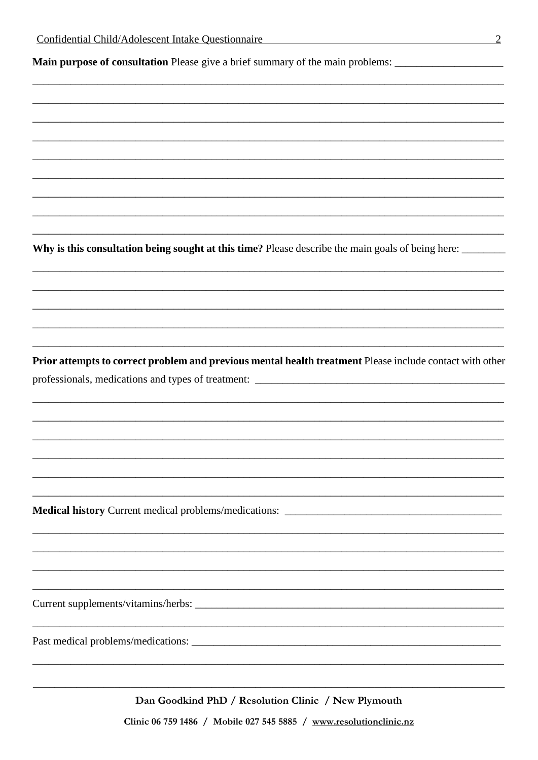**Main purpose of consultation** Please give a brief summary of the main problems: ____________________

_____________________________________________________________________________________

_____________________________________________________________________________________

_____________________________________________________________________________________

_____________________________________________________________________________________

_____________________________________________________________________________________

_____________________________________________________________________________________

_____________________________________________________________________________________

_____________________________________________________________________________________

_____________________________________________________________________________________

**Why is this consultation being sought at this time?** Please describe the main goals of being here: ________

_____________________________________________________________________________________

_____________________________________________________________________________________

_____________________________________________________________________________________

_____________________________________________________________________________________

_____________________________________________________________________________________

**Prior attempts to correct problem and previous mental health treatment** Please include contact with other professionals, medications and types of treatment: ________________________________________________

_____________________________________________________________________________________

_____________________________________________________________________________________

_____________________________________________________________________________________

_____________________________________________________________________________________

_____________________________________________________________________________________

_____________________________________________________________________________________

**Medical history** Current medical problems/medications: ________________________________________

_____________________________________________________________________________________

_____________________________________________________________________________________

_____________________________________________________________________________________

_____________________________________________________________________________________

Current supplements/vitamins/herbs: ____________________________________________________________

_____________________________________________________________________________________

Past medical problems/medications: ____________________________________________________________

_____________________________________________________________________________________

**Dan Goodkind PhD / Resolution Clinic / New Plymouth**

**Clinic 06 759 1486 / Mobile 027 545 5885 / www.resolutionclinic.nz**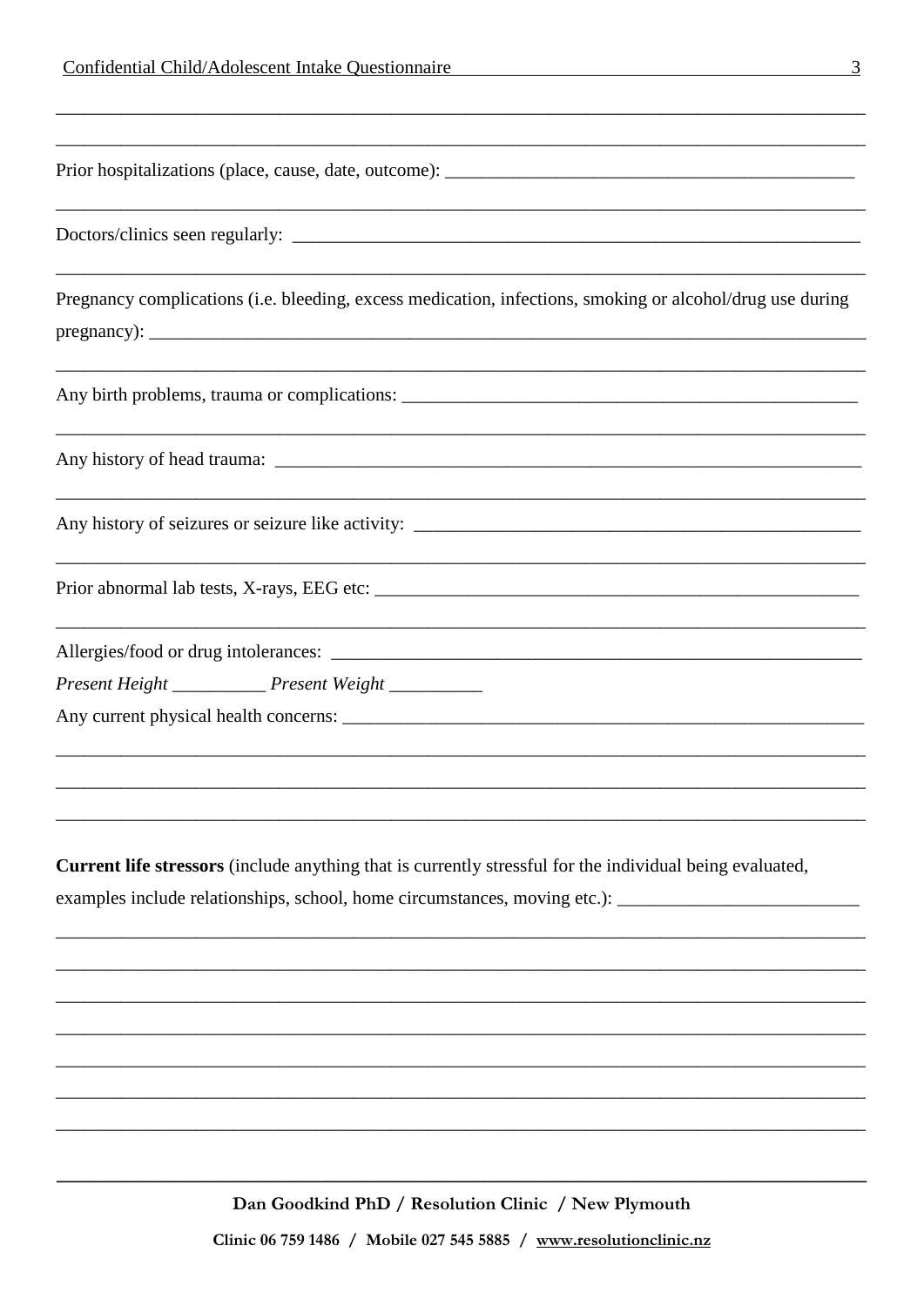Prior hospitalizations (place, cause, date, outcome): ______________________________________________

Doctors/clinics seen regularly: ______________________________________________

Pregnancy complications (i.e. bleeding, excess medication, infections, smoking or alcohol/drug use during pregnancy): ______________________________________________

Any birth problems, trauma or complications: ______________________________________________

Any history of head trauma: ______________________________________________

Any history of seizures or seizure like activity: ______________________________________________

Prior abnormal lab tests, X-rays, EEG etc: ______________________________________________

Allergies/food or drug intolerances: ______________________________________________

*Present Height* __________ *Present Weight* __________

Any current physical health concerns: ______________________________________________

**Current life stressors** (include anything that is currently stressful for the individual being evaluated, examples include relationships, school, home circumstances, moving etc.): ______________________________________________

**Dan Goodkind PhD / Resolution Clinic / New Plymouth**

**Clinic 06 759 1486 / Mobile 027 545 5885 / www.resolutionclinic.nz**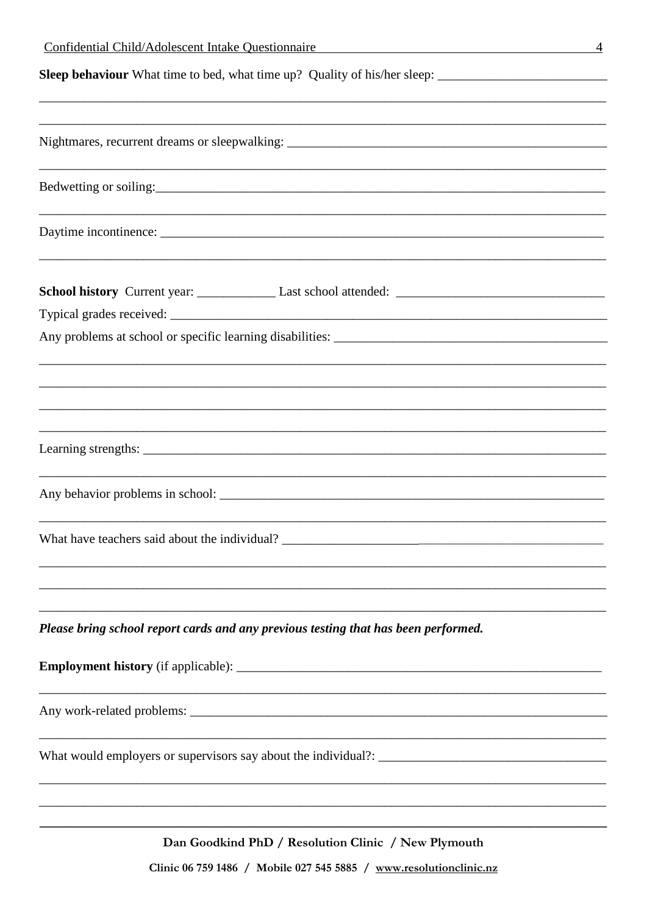**Sleep behaviour** What time to bed, what time up? Quality of his/her sleep: _________________________

_____________________________________________________________________________________

_____________________________________________________________________________________

Nightmares, recurrent dreams or sleepwalking: ____________________________________________

_____________________________________________________________________________________

Bedwetting or soiling:_______________________________________________________________

_____________________________________________________________________________________

Daytime incontinence: _______________________________________________________________

_____________________________________________________________________________________

**School history** Current year: ____________ Last school attended: _____________________________

Typical grades received: _____________________________________________________________

Any problems at school or specific learning disabilities: ____________________________________

_____________________________________________________________________________________

_____________________________________________________________________________________

_____________________________________________________________________________________

_____________________________________________________________________________________

Learning strengths: _________________________________________________________________

_____________________________________________________________________________________

Any behavior problems in school: ______________________________________________________

_____________________________________________________________________________________

What have teachers said about the individual? ____________________________________________

_____________________________________________________________________________________

_____________________________________________________________________________________

_____________________________________________________________________________________

***Please bring school report cards and any previous testing that has been performed.***

**Employment history** (if applicable): ___________________________________________________

_____________________________________________________________________________________

Any work-related problems: __________________________________________________________

_____________________________________________________________________________________

What would employers or supervisors say about the individual?: ______________________________

_____________________________________________________________________________________

_____________________________________________________________________________________

**Dan Goodkind PhD / Resolution Clinic / New Plymouth**

**Clinic 06 759 1486 / Mobile 027 545 5885 / www.resolutionclinic.nz**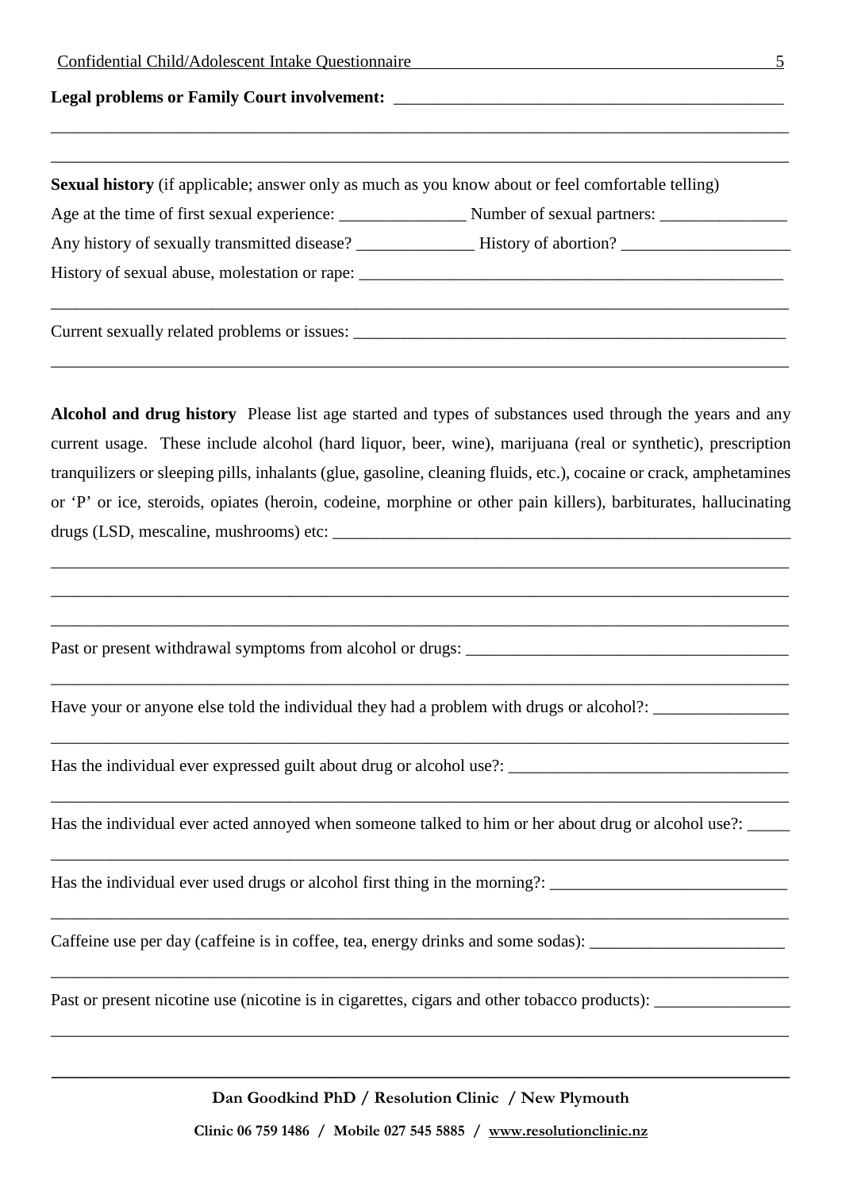**Legal problems or Family Court involvement:** ______________________________________________

_____________________________________________________________________________________

_____________________________________________________________________________________

**Sexual history** (if applicable; answer only as much as you know about or feel comfortable telling)

Age at the time of first sexual experience: _______________ Number of sexual partners: _______________

Any history of sexually transmitted disease? ______________ History of abortion? ____________________

History of sexual abuse, molestation or rape: ____________________________________________________

_____________________________________________________________________________________

Current sexually related problems or issues: _____________________________________________________

_____________________________________________________________________________________

**Alcohol and drug history** Please list age started and types of substances used through the years and any current usage. These include alcohol (hard liquor, beer, wine), marijuana (real or synthetic), prescription tranquilizers or sleeping pills, inhalants (glue, gasoline, cleaning fluids, etc.), cocaine or crack, amphetamines or 'P' or ice, steroids, opiates (heroin, codeine, morphine or other pain killers), barbiturates, hallucinating drugs (LSD, mescaline, mushrooms) etc: _______________________________________________________

_____________________________________________________________________________________

_____________________________________________________________________________________

_____________________________________________________________________________________

Past or present withdrawal symptoms from alcohol or drugs: ______________________________________

_____________________________________________________________________________________

Have your or anyone else told the individual they had a problem with drugs or alcohol?: ________________

_____________________________________________________________________________________

Has the individual ever expressed guilt about drug or alcohol use?: _________________________________

_____________________________________________________________________________________

Has the individual ever acted annoyed when someone talked to him or her about drug or alcohol use?: _____

_____________________________________________________________________________________

Has the individual ever used drugs or alcohol first thing in the morning?: ___________________________

_____________________________________________________________________________________

Caffeine use per day (caffeine is in coffee, tea, energy drinks and some sodas): _______________________

_____________________________________________________________________________________

Past or present nicotine use (nicotine is in cigarettes, cigars and other tobacco products): ________________

_____________________________________________________________________________________

**Dan Goodkind PhD / Resolution Clinic / New Plymouth**

**Clinic 06 759 1486 / Mobile 027 545 5885 / www.resolutionclinic.nz**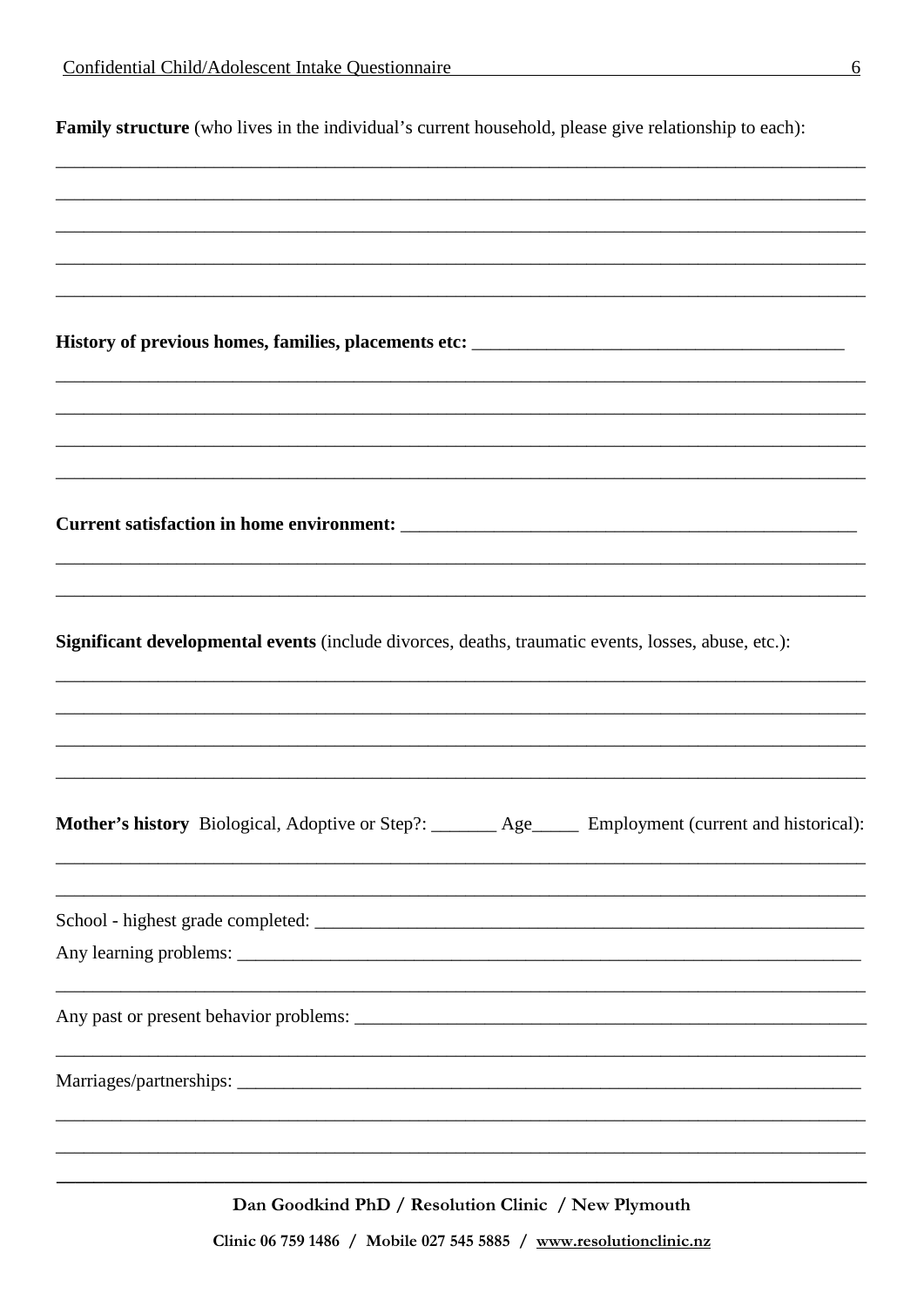**Family structure** (who lives in the individual's current household, please give relationship to each):

______________________________________________________________________________

______________________________________________________________________________

______________________________________________________________________________

______________________________________________________________________________

______________________________________________________________________________

**History of previous homes, families, placements etc:** ________________________________________

______________________________________________________________________________

______________________________________________________________________________

______________________________________________________________________________

______________________________________________________________________________

**Current satisfaction in home environment:** ______________________________________________

______________________________________________________________________________

______________________________________________________________________________

**Significant developmental events** (include divorces, deaths, traumatic events, losses, abuse, etc.):

______________________________________________________________________________

______________________________________________________________________________

______________________________________________________________________________

______________________________________________________________________________

**Mother's history** Biological, Adoptive or Step?: _______ Age_____ Employment (current and historical):

______________________________________________________________________________

______________________________________________________________________________

School - highest grade completed: ______________________________________________________

Any learning problems: ______________________________________________________________

______________________________________________________________________________

Any past or present behavior problems: ___________________________________________________

______________________________________________________________________________

Marriages/partnerships: ______________________________________________________________

______________________________________________________________________________

______________________________________________________________________________

Dan Goodkind PhD / Resolution Clinic / New Plymouth

Clinic 06 759 1486 / Mobile 027 545 5885 / www.resolutionclinic.nz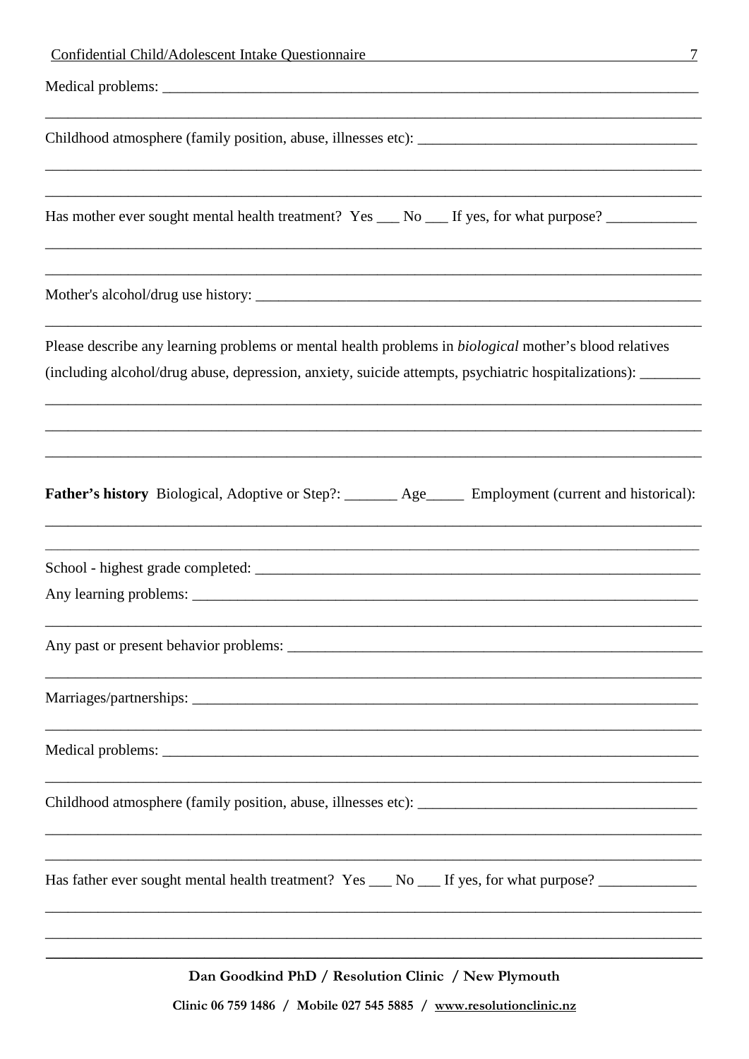Medical problems: ___________________________________________________________________________

_____________________________________________________________________________________________

Childhood atmosphere (family position, abuse, illnesses etc): _____________________________________

_____________________________________________________________________________________________

_____________________________________________________________________________________________

Has mother ever sought mental health treatment? Yes ___ No ___ If yes, for what purpose? ____________

_____________________________________________________________________________________________

_____________________________________________________________________________________________

Mother's alcohol/drug use history: _____________________________________________________________

_____________________________________________________________________________________________

Please describe any learning problems or mental health problems in *biological* mother's blood relatives (including alcohol/drug abuse, depression, anxiety, suicide attempts, psychiatric hospitalizations): ________

_____________________________________________________________________________________________

_____________________________________________________________________________________________

_____________________________________________________________________________________________

**Father's history** Biological, Adoptive or Step?: _______ Age_____ Employment (current and historical):

_____________________________________________________________________________________________

_____________________________________________________________________________________________

School - highest grade completed: ______________________________________________________________

Any learning problems: ______________________________________________________________________

_____________________________________________________________________________________________

Any past or present behavior problems: __________________________________________________________

_____________________________________________________________________________________________

Marriages/partnerships: ______________________________________________________________________

_____________________________________________________________________________________________

Medical problems: ___________________________________________________________________________

_____________________________________________________________________________________________

Childhood atmosphere (family position, abuse, illnesses etc): _____________________________________

_____________________________________________________________________________________________

_____________________________________________________________________________________________

Has father ever sought mental health treatment? Yes ___ No ___ If yes, for what purpose? _____________

_____________________________________________________________________________________________

_____________________________________________________________________________________________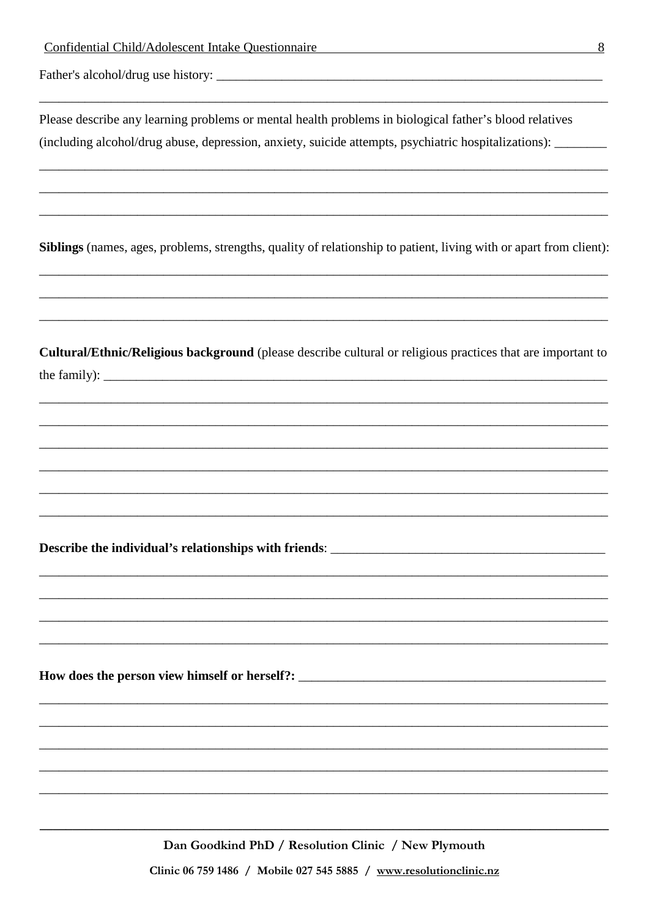Father's alcohol/drug use history: ___________________________________________________________

_____________________________________________________________________________________

Please describe any learning problems or mental health problems in biological father's blood relatives (including alcohol/drug abuse, depression, anxiety, suicide attempts, psychiatric hospitalizations): ________

_____________________________________________________________________________________

_____________________________________________________________________________________

_____________________________________________________________________________________

**Siblings** (names, ages, problems, strengths, quality of relationship to patient, living with or apart from client):

_____________________________________________________________________________________

_____________________________________________________________________________________

_____________________________________________________________________________________

**Cultural/Ethnic/Religious background** (please describe cultural or religious practices that are important to the family): _____________________________________________________________________________

_____________________________________________________________________________________

_____________________________________________________________________________________

_____________________________________________________________________________________

_____________________________________________________________________________________

_____________________________________________________________________________________

_____________________________________________________________________________________

**Describe the individual's relationships with friends**: __________________________________________

_____________________________________________________________________________________

_____________________________________________________________________________________

_____________________________________________________________________________________

_____________________________________________________________________________________

**How does the person view himself or herself?:** ________________________________________________

_____________________________________________________________________________________

_____________________________________________________________________________________

_____________________________________________________________________________________

_____________________________________________________________________________________

_____________________________________________________________________________________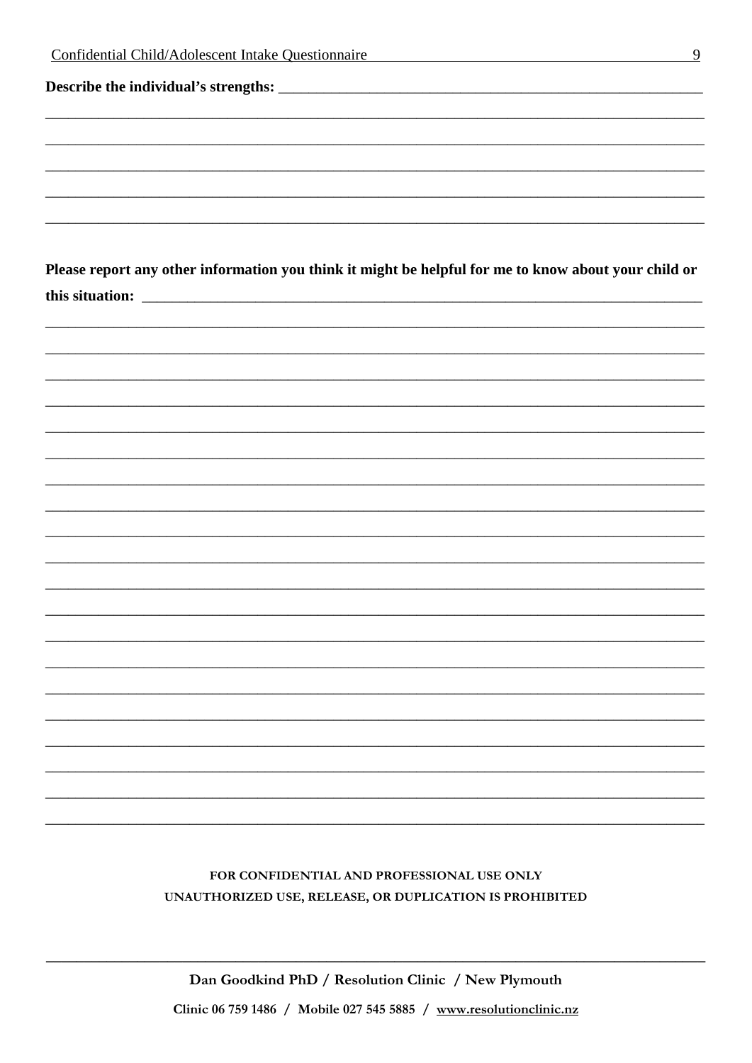**Describe the individual's strengths:** ___________________________________________________________

___________________________________________________________________________________________

___________________________________________________________________________________________

___________________________________________________________________________________________

___________________________________________________________________________________________

___________________________________________________________________________________________

**Please report any other information you think it might be helpful for me to know about your child or this situation:** ___________________________________________________________________________

___________________________________________________________________________________________

___________________________________________________________________________________________

___________________________________________________________________________________________

___________________________________________________________________________________________

___________________________________________________________________________________________

___________________________________________________________________________________________

___________________________________________________________________________________________

___________________________________________________________________________________________

___________________________________________________________________________________________

___________________________________________________________________________________________

___________________________________________________________________________________________

___________________________________________________________________________________________

___________________________________________________________________________________________

___________________________________________________________________________________________

___________________________________________________________________________________________

___________________________________________________________________________________________

___________________________________________________________________________________________

___________________________________________________________________________________________

___________________________________________________________________________________________

___________________________________________________________________________________________

FOR CONFIDENTIAL AND PROFESSIONAL USE ONLY

UNAUTHORIZED USE, RELEASE, OR DUPLICATION IS PROHIBITED

**Dan Goodkind PhD / Resolution Clinic / New Plymouth**

**Clinic 06 759 1486 / Mobile 027 545 5885 / www.resolutionclinic.nz**